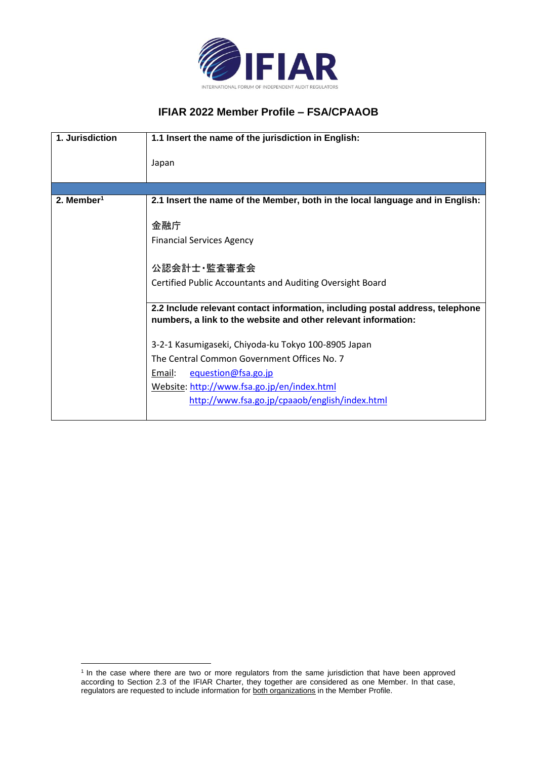# IFIAR 2022 Member Profile – FSA/CPAAOB

| 1. Jurisdiction | 1.1 Insert the name of the jurisdiction in English: |
|---|---|
| | Japan |
| | |
| 2. Member[1] | 2.1 Insert the name of the Member, both in the local language and in English: |
| | 金融庁<br>Financial Services Agency<br><br>公認会計士･監査審査会<br>Certified Public Accountants and Auditing Oversight Board |
| | 2.2 Include relevant contact information, including postal address, telephone numbers, a link to the website and other relevant information: |
| | 3-2-1 Kasumigaseki, Chiyoda-ku Tokyo 100-8905 Japan<br>The Central Common Government Offices No. 7<br>Email: equestion@fsa.go.jp<br>Website: http://www.fsa.go.jp/en/index.html<br>http://www.fsa.go.jp/cpaaob/english/index.html |

[1] In the case where there are two or more regulators from the same jurisdiction that have been approved according to Section 2.3 of the IFIAR Charter, they together are considered as one Member. In that case, regulators are requested to include information for both organizations in the Member Profile.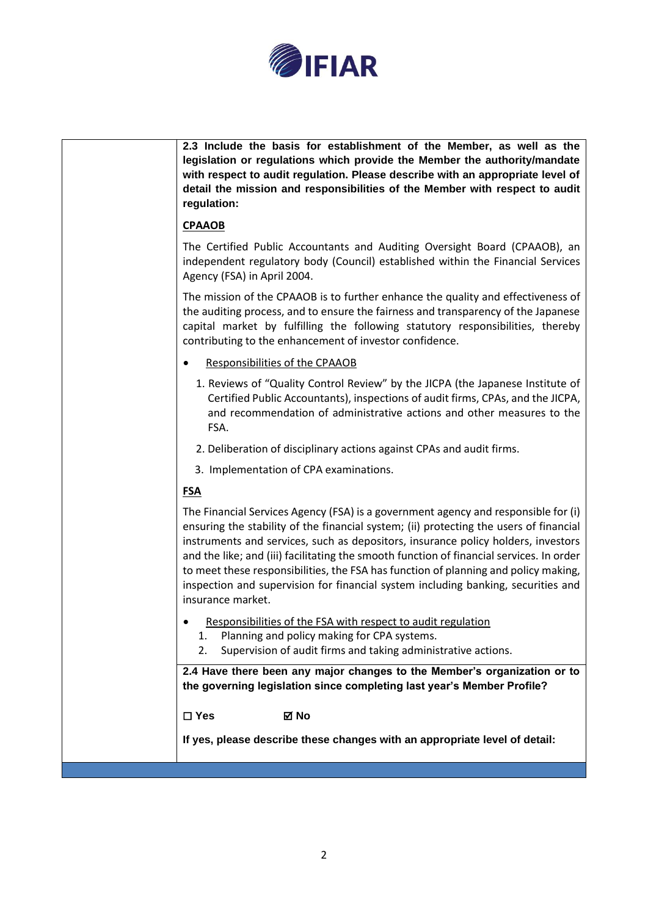**2.3 Include the basis for establishment of the Member, as well as the legislation or regulations which provide the Member the authority/mandate with respect to audit regulation. Please describe with an appropriate level of detail the mission and responsibilities of the Member with respect to audit regulation:**

<u>CPAAOB</u>

The Certified Public Accountants and Auditing Oversight Board (CPAAOB), an independent regulatory body (Council) established within the Financial Services Agency (FSA) in April 2004.

The mission of the CPAAOB is to further enhance the quality and effectiveness of the auditing process, and to ensure the fairness and transparency of the Japanese capital market by fulfilling the following statutory responsibilities, thereby contributing to the enhancement of investor confidence.

- <u>Responsibilities of the CPAAOB</u>

  1. Reviews of "Quality Control Review" by the JICPA (the Japanese Institute of Certified Public Accountants), inspections of audit firms, CPAs, and the JICPA, and recommendation of administrative actions and other measures to the FSA.
  2. Deliberation of disciplinary actions against CPAs and audit firms.
  3. Implementation of CPA examinations.

<u>FSA</u>

The Financial Services Agency (FSA) is a government agency and responsible for (i) ensuring the stability of the financial system; (ii) protecting the users of financial instruments and services, such as depositors, insurance policy holders, investors and the like; and (iii) facilitating the smooth function of financial services. In order to meet these responsibilities, the FSA has function of planning and policy making, inspection and supervision for financial system including banking, securities and insurance market.

- <u>Responsibilities of the FSA with respect to audit regulation</u>
  1. Planning and policy making for CPA systems.
  2. Supervision of audit firms and taking administrative actions.

**2.4 Have there been any major changes to the Member's organization or to the governing legislation since completing last year's Member Profile?**

**☐ Yes** **☑ No**

**If yes, please describe these changes with an appropriate level of detail:**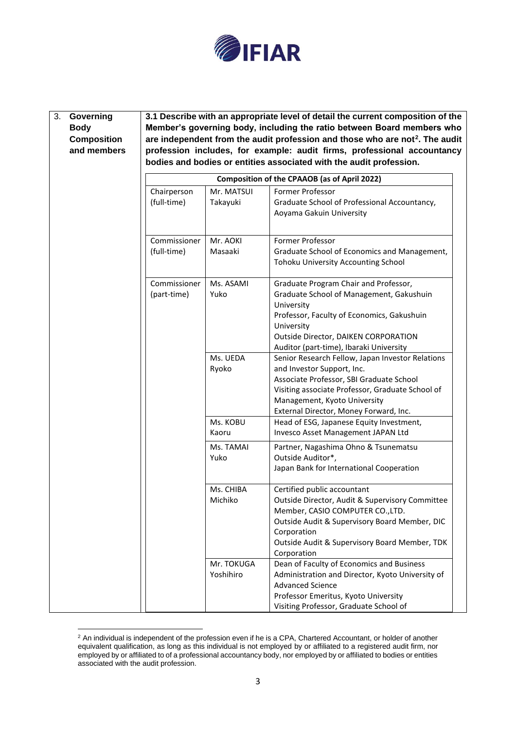| 3. | Governing Body Composition and members | **3.1 Describe with an appropriate level of detail the current composition of the Member's governing body, including the ratio between Board members who are independent from the audit profession and those who are not[2]. The audit profession includes, for example: audit firms, professional accountancy bodies and bodies or entities associated with the audit profession.** |
|---|---|---|

**Composition of the CPAAOB (as of April 2022)**

| Position | Name | Background |
|---|---|---|
| Chairperson (full-time) | Mr. MATSUI Takayuki | Former Professor<br>Graduate School of Professional Accountancy, Aoyama Gakuin University |
| Commissioner (full-time) | Mr. AOKI Masaaki | Former Professor<br>Graduate School of Economics and Management, Tohoku University Accounting School |
| Commissioner (part-time) | Ms. ASAMI Yuko | Graduate Program Chair and Professor, Graduate School of Management, Gakushuin University<br>Professor, Faculty of Economics, Gakushuin University<br>Outside Director, DAIKEN CORPORATION<br>Auditor (part-time), Ibaraki University |
| | Ms. UEDA Ryoko | Senior Research Fellow, Japan Investor Relations and Investor Support, Inc.<br>Associate Professor, SBI Graduate School<br>Visiting associate Professor, Graduate School of Management, Kyoto University<br>External Director, Money Forward, Inc. |
| | Ms. KOBU Kaoru | Head of ESG, Japanese Equity Investment, Invesco Asset Management JAPAN Ltd |
| | Ms. TAMAI Yuko | Partner, Nagashima Ohno & Tsunematsu<br>Outside Auditor*,<br>Japan Bank for International Cooperation |
| | Ms. CHIBA Michiko | Certified public accountant<br>Outside Director, Audit & Supervisory Committee Member, CASIO COMPUTER CO.,LTD.<br>Outside Audit & Supervisory Board Member, DIC Corporation<br>Outside Audit & Supervisory Board Member, TDK Corporation |
| | Mr. TOKUGA Yoshihiro | Dean of Faculty of Economics and Business Administration and Director, Kyoto University of Advanced Science<br>Professor Emeritus, Kyoto University<br>Visiting Professor, Graduate School of |

[2] An individual is independent of the profession even if he is a CPA, Chartered Accountant, or holder of another equivalent qualification, as long as this individual is not employed by or affiliated to a registered audit firm, nor employed by or affiliated to of a professional accountancy body, nor employed by or affiliated to bodies or entities associated with the audit profession.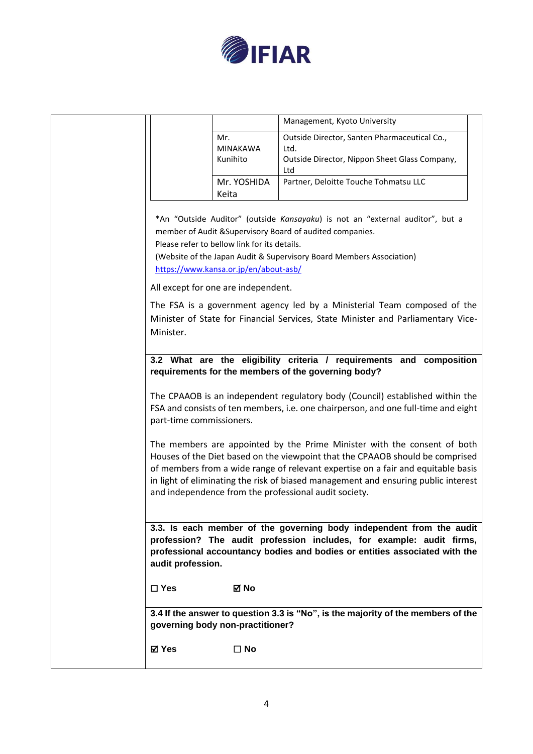| | | |
|---|---|---|
| | | Management, Kyoto University |
| | Mr. MINAKAWA Kunihito | Outside Director, Santen Pharmaceutical Co., Ltd.<br>Outside Director, Nippon Sheet Glass Company, Ltd |
| | Mr. YOSHIDA Keita | Partner, Deloitte Touche Tohmatsu LLC |

*An "Outside Auditor" (outside *Kansayaku*) is not an "external auditor", but a member of Audit &Supervisory Board of audited companies.
Please refer to bellow link for its details.
(Website of the Japan Audit & Supervisory Board Members Association)
https://www.kansa.or.jp/en/about-asb/

All except for one are independent.

The FSA is a government agency led by a Ministerial Team composed of the Minister of State for Financial Services, State Minister and Parliamentary Vice-Minister.

**3.2 What are the eligibility criteria / requirements and composition requirements for the members of the governing body?**

The CPAAOB is an independent regulatory body (Council) established within the FSA and consists of ten members, i.e. one chairperson, and one full-time and eight part-time commissioners.

The members are appointed by the Prime Minister with the consent of both Houses of the Diet based on the viewpoint that the CPAAOB should be comprised of members from a wide range of relevant expertise on a fair and equitable basis in light of eliminating the risk of biased management and ensuring public interest and independence from the professional audit society.

**3.3. Is each member of the governing body independent from the audit profession? The audit profession includes, for example: audit firms, professional accountancy bodies and bodies or entities associated with the audit profession.**

**☐ Yes** **☑ No**

**3.4 If the answer to question 3.3 is "No", is the majority of the members of the governing body non-practitioner?**

**☑ Yes** **☐ No**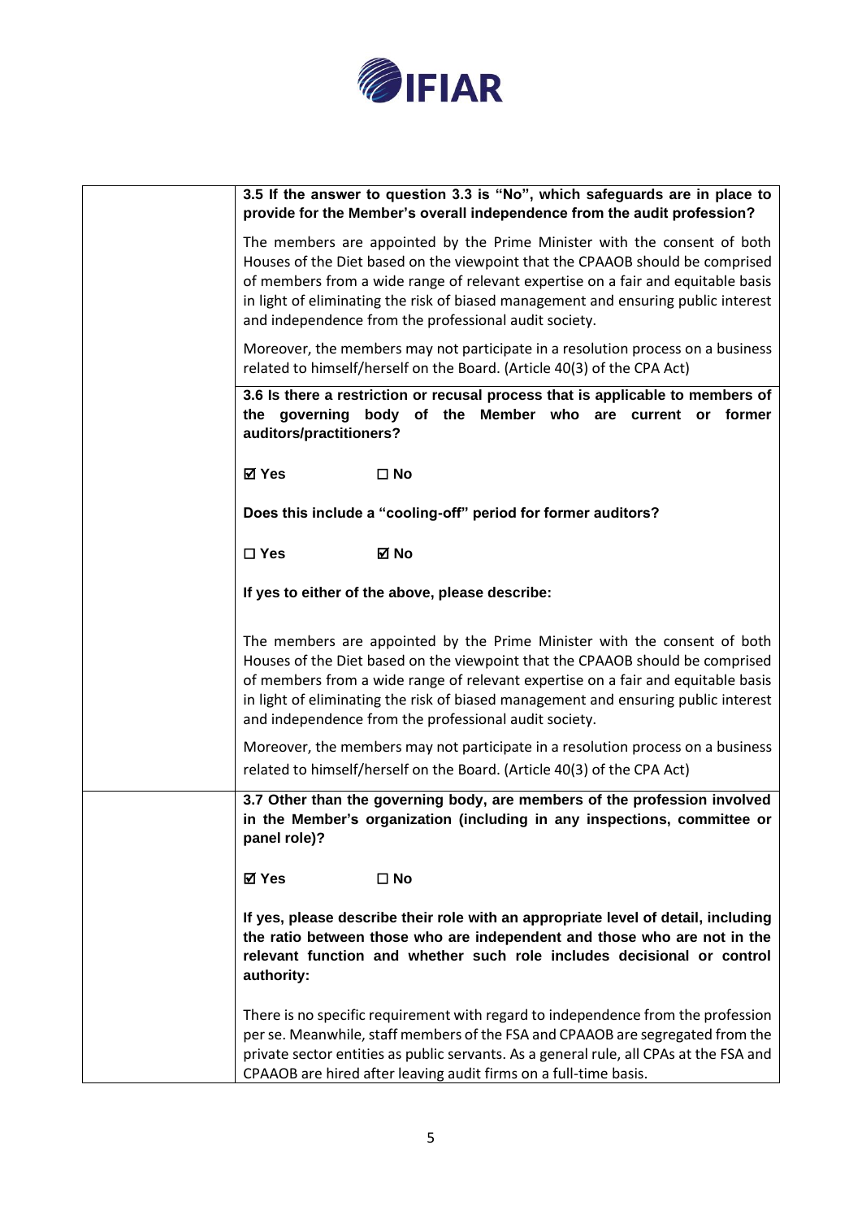| | |
|---|---|
| | **3.5 If the answer to question 3.3 is "No", which safeguards are in place to provide for the Member's overall independence from the audit profession?**<br><br>The members are appointed by the Prime Minister with the consent of both Houses of the Diet based on the viewpoint that the CPAAOB should be comprised of members from a wide range of relevant expertise on a fair and equitable basis in light of eliminating the risk of biased management and ensuring public interest and independence from the professional audit society.<br><br>Moreover, the members may not participate in a resolution process on a business related to himself/herself on the Board. (Article 40(3) of the CPA Act) |
| | **3.6 Is there a restriction or recusal process that is applicable to members of the governing body of the Member who are current or former auditors/practitioners?**<br><br>**☑ Yes** **☐ No**<br><br>**Does this include a "cooling-off" period for former auditors?**<br><br>**☐ Yes** **☑ No**<br><br>**If yes to either of the above, please describe:**<br><br>The members are appointed by the Prime Minister with the consent of both Houses of the Diet based on the viewpoint that the CPAAOB should be comprised of members from a wide range of relevant expertise on a fair and equitable basis in light of eliminating the risk of biased management and ensuring public interest and independence from the professional audit society.<br><br>Moreover, the members may not participate in a resolution process on a business related to himself/herself on the Board. (Article 40(3) of the CPA Act) |
| | **3.7 Other than the governing body, are members of the profession involved in the Member's organization (including in any inspections, committee or panel role)?**<br><br>**☑ Yes** **☐ No**<br><br>**If yes, please describe their role with an appropriate level of detail, including the ratio between those who are independent and those who are not in the relevant function and whether such role includes decisional or control authority:**<br><br>There is no specific requirement with regard to independence from the profession per se. Meanwhile, staff members of the FSA and CPAAOB are segregated from the private sector entities as public servants. As a general rule, all CPAs at the FSA and CPAAOB are hired after leaving audit firms on a full-time basis. |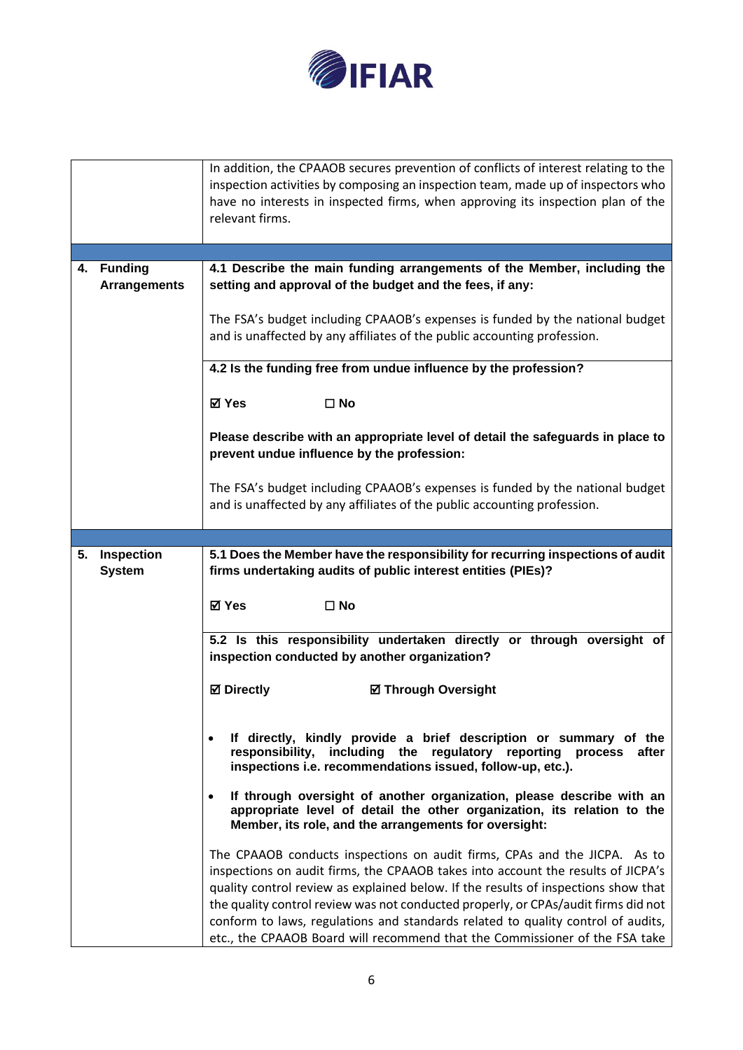| | |
|---|---|
| | In addition, the CPAAOB secures prevention of conflicts of interest relating to the inspection activities by composing an inspection team, made up of inspectors who have no interests in inspected firms, when approving its inspection plan of the relevant firms. |
| | |
| **4. Funding Arrangements** | **4.1 Describe the main funding arrangements of the Member, including the setting and approval of the budget and the fees, if any:**<br><br>The FSA's budget including CPAAOB's expenses is funded by the national budget and is unaffected by any affiliates of the public accounting profession. |
| | **4.2 Is the funding free from undue influence by the profession?**<br><br>**☑ Yes** **☐ No**<br><br>**Please describe with an appropriate level of detail the safeguards in place to prevent undue influence by the profession:**<br><br>The FSA's budget including CPAAOB's expenses is funded by the national budget and is unaffected by any affiliates of the public accounting profession. |
| | |
| **5. Inspection System** | **5.1 Does the Member have the responsibility for recurring inspections of audit firms undertaking audits of public interest entities (PIEs)?**<br><br>**☑ Yes** **☐ No** |
| | **5.2 Is this responsibility undertaken directly or through oversight of inspection conducted by another organization?**<br><br>**☑ Directly** **☑ Through Oversight**<br><br>• **If directly, kindly provide a brief description or summary of the responsibility, including the regulatory reporting process after inspections i.e. recommendations issued, follow-up, etc.).**<br>• **If through oversight of another organization, please describe with an appropriate level of detail the other organization, its relation to the Member, its role, and the arrangements for oversight:**<br><br>The CPAAOB conducts inspections on audit firms, CPAs and the JICPA. As to inspections on audit firms, the CPAAOB takes into account the results of JICPA's quality control review as explained below. If the results of inspections show that the quality control review was not conducted properly, or CPAs/audit firms did not conform to laws, regulations and standards related to quality control of audits, etc., the CPAAOB Board will recommend that the Commissioner of the FSA take |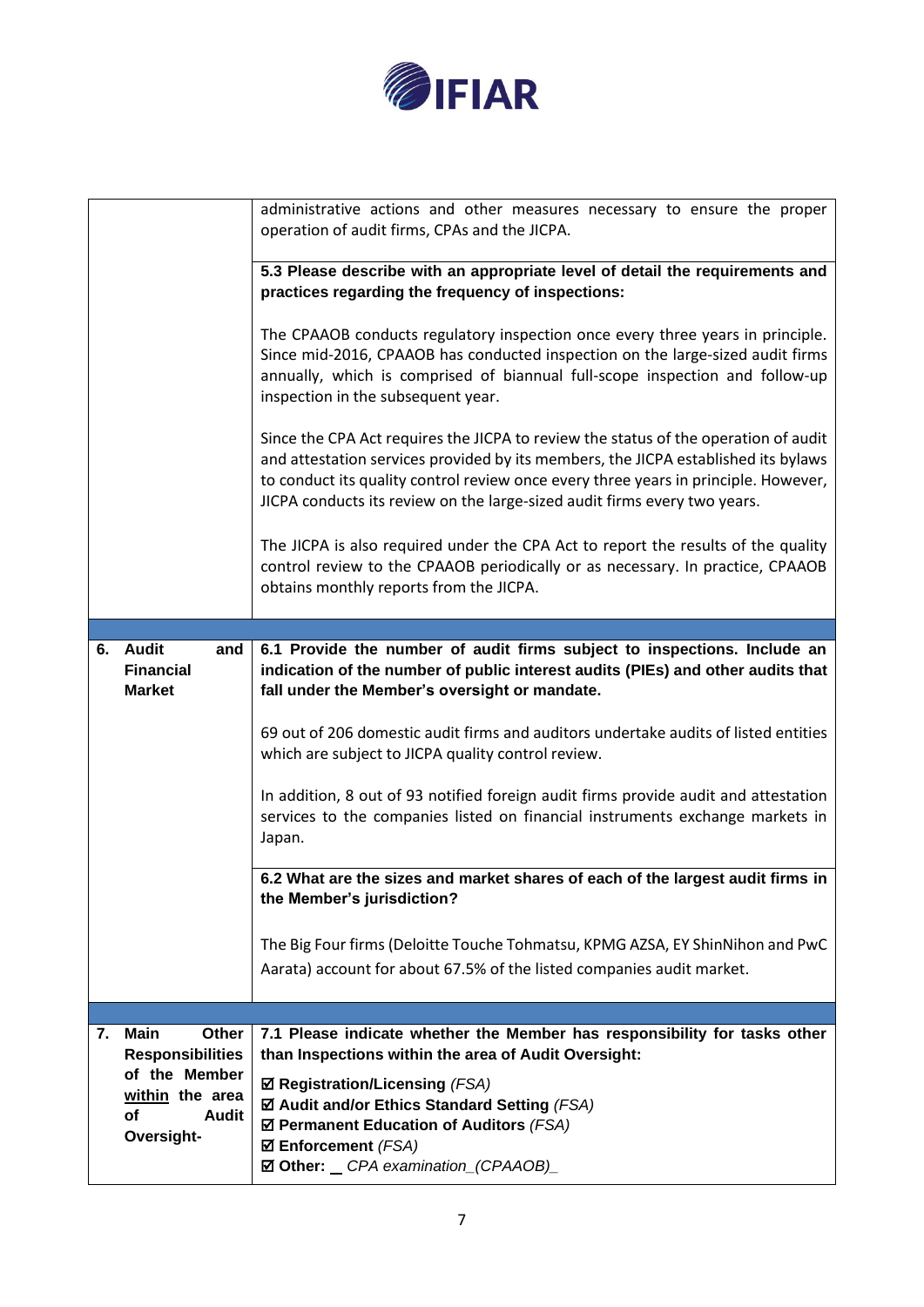| | |
|---|---|
| | administrative actions and other measures necessary to ensure the proper operation of audit firms, CPAs and the JICPA. |
| | **5.3 Please describe with an appropriate level of detail the requirements and practices regarding the frequency of inspections:**<br><br>The CPAAOB conducts regulatory inspection once every three years in principle. Since mid-2016, CPAAOB has conducted inspection on the large-sized audit firms annually, which is comprised of biannual full-scope inspection and follow-up inspection in the subsequent year.<br><br>Since the CPA Act requires the JICPA to review the status of the operation of audit and attestation services provided by its members, the JICPA established its bylaws to conduct its quality control review once every three years in principle. However, JICPA conducts its review on the large-sized audit firms every two years.<br><br>The JICPA is also required under the CPA Act to report the results of the quality control review to the CPAAOB periodically or as necessary. In practice, CPAAOB obtains monthly reports from the JICPA. |
| | |
| **6. Audit and Financial Market** | **6.1 Provide the number of audit firms subject to inspections. Include an indication of the number of public interest audits (PIEs) and other audits that fall under the Member's oversight or mandate.**<br><br>69 out of 206 domestic audit firms and auditors undertake audits of listed entities which are subject to JICPA quality control review.<br><br>In addition, 8 out of 93 notified foreign audit firms provide audit and attestation services to the companies listed on financial instruments exchange markets in Japan. |
| | **6.2 What are the sizes and market shares of each of the largest audit firms in the Member's jurisdiction?**<br><br>The Big Four firms (Deloitte Touche Tohmatsu, KPMG AZSA, EY ShinNihon and PwC Aarata) account for about 67.5% of the listed companies audit market. |
| | |
| **7. Main Other Responsibilities of the Member <u>within</u> the area of Audit Oversight-** | **7.1 Please indicate whether the Member has responsibility for tasks other than Inspections within the area of Audit Oversight:**<br><br>☑ **Registration/Licensing** *(FSA)*<br>☑ **Audit and/or Ethics Standard Setting** *(FSA)*<br>☑ **Permanent Education of Auditors** *(FSA)*<br>☑ **Enforcement** *(FSA)*<br>☑ **Other:** _ *CPA examination_(CPAAOB)_* |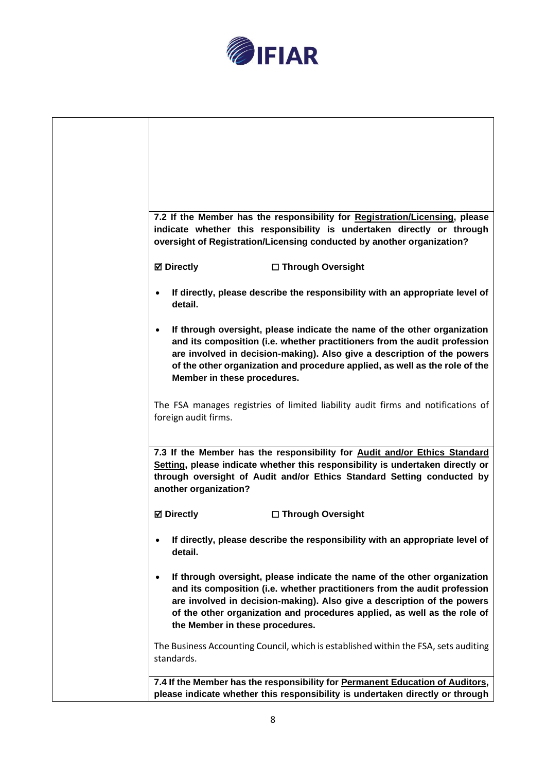| | |
|---|---|
| | **7.2 If the Member has the responsibility for <u>Registration/Licensing</u>, please indicate whether this responsibility is undertaken directly or through oversight of Registration/Licensing conducted by another organization?**<br><br>**☑ Directly ☐ Through Oversight**<br><br>• **If directly, please describe the responsibility with an appropriate level of detail.**<br><br>• **If through oversight, please indicate the name of the other organization and its composition (i.e. whether practitioners from the audit profession are involved in decision-making). Also give a description of the powers of the other organization and procedure applied, as well as the role of the Member in these procedures.**<br><br>The FSA manages registries of limited liability audit firms and notifications of foreign audit firms. |
| | **7.3 If the Member has the responsibility for <u>Audit and/or Ethics Standard Setting</u>, please indicate whether this responsibility is undertaken directly or through oversight of Audit and/or Ethics Standard Setting conducted by another organization?**<br><br>**☑ Directly ☐ Through Oversight**<br><br>• **If directly, please describe the responsibility with an appropriate level of detail.**<br><br>• **If through oversight, please indicate the name of the other organization and its composition (i.e. whether practitioners from the audit profession are involved in decision-making). Also give a description of the powers of the other organization and procedures applied, as well as the role of the Member in these procedures.**<br><br>The Business Accounting Council, which is established within the FSA, sets auditing standards. |
| | **7.4 If the Member has the responsibility for <u>Permanent Education of Auditors</u>, please indicate whether this responsibility is undertaken directly or through** |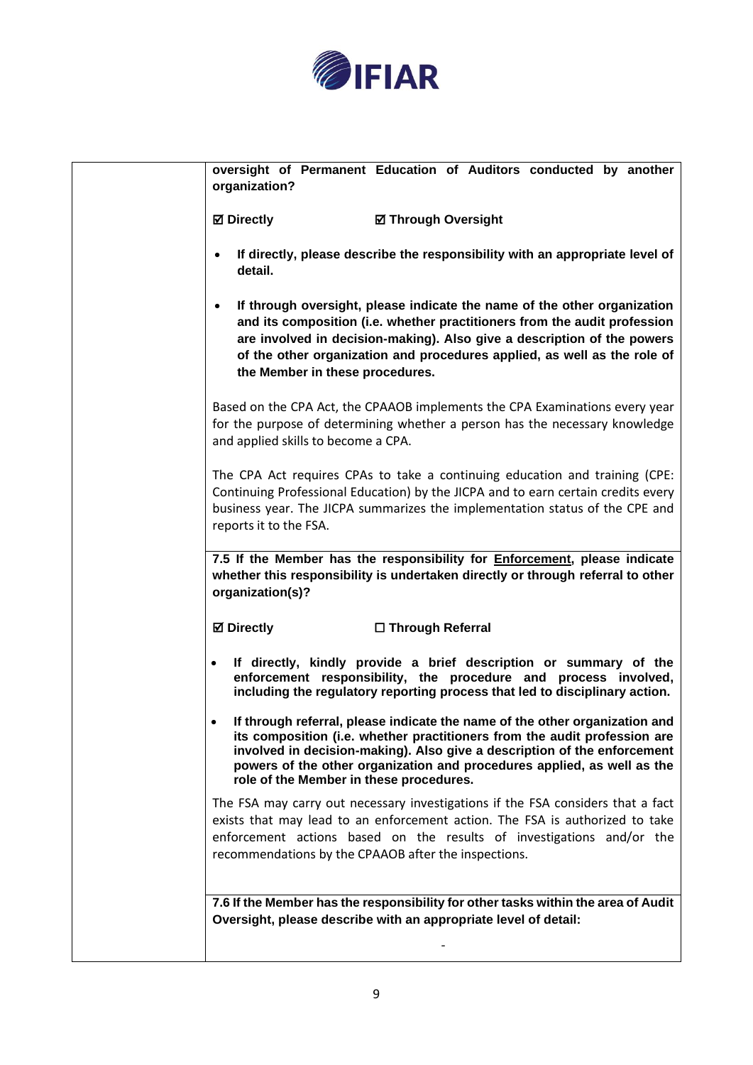| | **oversight of Permanent Education of Auditors conducted by another organization?**<br><br>☑ **Directly** ☑ **Through Oversight**<br><br>• **If directly, please describe the responsibility with an appropriate level of detail.**<br><br>• **If through oversight, please indicate the name of the other organization and its composition (i.e. whether practitioners from the audit profession are involved in decision-making). Also give a description of the powers of the other organization and procedures applied, as well as the role of the Member in these procedures.**<br><br>Based on the CPA Act, the CPAAOB implements the CPA Examinations every year for the purpose of determining whether a person has the necessary knowledge and applied skills to become a CPA.<br><br>The CPA Act requires CPAs to take a continuing education and training (CPE: Continuing Professional Education) by the JICPA and to earn certain credits every business year. The JICPA summarizes the implementation status of the CPE and reports it to the FSA. |
|---|---|
| | **7.5 If the Member has the responsibility for Enforcement, please indicate whether this responsibility is undertaken directly or through referral to other organization(s)?**<br><br>☑ **Directly** ☐ **Through Referral**<br><br>• **If directly, kindly provide a brief description or summary of the enforcement responsibility, the procedure and process involved, including the regulatory reporting process that led to disciplinary action.**<br><br>• **If through referral, please indicate the name of the other organization and its composition (i.e. whether practitioners from the audit profession are involved in decision-making). Also give a description of the enforcement powers of the other organization and procedures applied, as well as the role of the Member in these procedures.**<br><br>The FSA may carry out necessary investigations if the FSA considers that a fact exists that may lead to an enforcement action. The FSA is authorized to take enforcement actions based on the results of investigations and/or the recommendations by the CPAAOB after the inspections. |
| | **7.6 If the Member has the responsibility for other tasks within the area of Audit Oversight, please describe with an appropriate level of detail:**<br><br>- |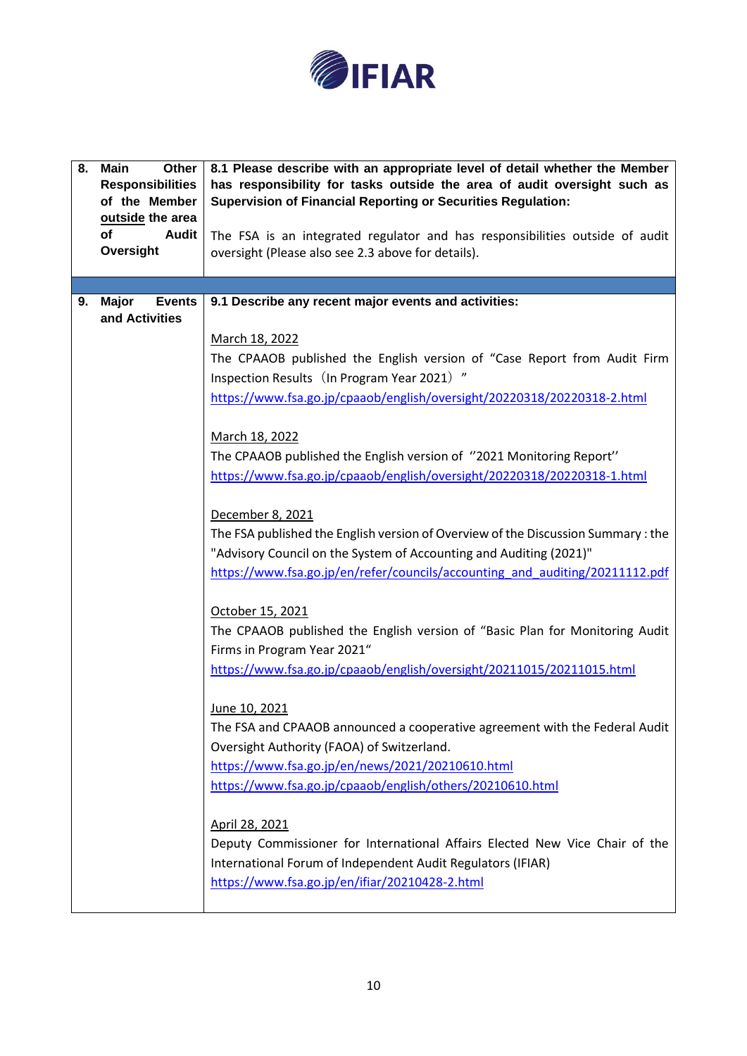| | | |
|---|---|---|
| 8. | **Main Other Responsibilities of the Member outside the area of Audit Oversight** | **8.1 Please describe with an appropriate level of detail whether the Member has responsibility for tasks outside the area of audit oversight such as Supervision of Financial Reporting or Securities Regulation:**<br><br>The FSA is an integrated regulator and has responsibilities outside of audit oversight (Please also see 2.3 above for details). |
| | | |
| 9. | **Major Events and Activities** | **9.1 Describe any recent major events and activities:**<br><br>March 18, 2022<br>The CPAAOB published the English version of "Case Report from Audit Firm Inspection Results（In Program Year 2021）"<br>https://www.fsa.go.jp/cpaaob/english/oversight/20220318/20220318-2.html<br><br>March 18, 2022<br>The CPAAOB published the English version of "2021 Monitoring Report"<br>https://www.fsa.go.jp/cpaaob/english/oversight/20220318/20220318-1.html<br><br>December 8, 2021<br>The FSA published the English version of Overview of the Discussion Summary : the "Advisory Council on the System of Accounting and Auditing (2021)"<br>https://www.fsa.go.jp/en/refer/councils/accounting_and_auditing/20211112.pdf<br><br>October 15, 2021<br>The CPAAOB published the English version of "Basic Plan for Monitoring Audit Firms in Program Year 2021"<br>https://www.fsa.go.jp/cpaaob/english/oversight/20211015/20211015.html<br><br>June 10, 2021<br>The FSA and CPAAOB announced a cooperative agreement with the Federal Audit Oversight Authority (FAOA) of Switzerland.<br>https://www.fsa.go.jp/en/news/2021/20210610.html<br>https://www.fsa.go.jp/cpaaob/english/others/20210610.html<br><br>April 28, 2021<br>Deputy Commissioner for International Affairs Elected New Vice Chair of the International Forum of Independent Audit Regulators (IFIAR)<br>https://www.fsa.go.jp/en/ifiar/20210428-2.html |